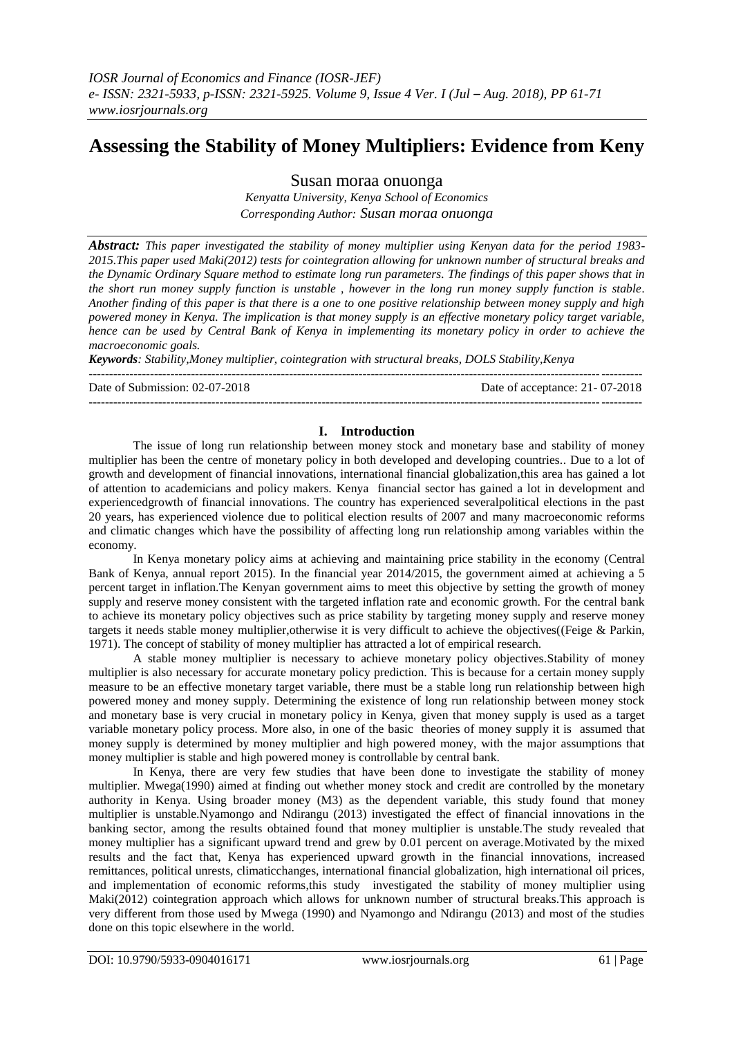# Assessing the Stability of Money Multipliers: Evidence from Keny

Susan moraa onuonga

*Kenyatta University, Kenya School of Economics*
*Corresponding Author: Susan moraa onuonga*

***Abstract:*** *This paper investigated the stability of money multiplier using Kenyan data for the period 1983-2015.This paper used Maki(2012) tests for cointegration allowing for unknown number of structural breaks and the Dynamic Ordinary Square method to estimate long run parameters. The findings of this paper shows that in the short run money supply function is unstable , however in the long run money supply function is stable. Another finding of this paper is that there is a one to one positive relationship between money supply and high powered money in Kenya. The implication is that money supply is an effective monetary policy target variable, hence can be used by Central Bank of Kenya in implementing its monetary policy in order to achieve the macroeconomic goals.*

***Keywords****: Stability,Money multiplier, cointegration with structural breaks, DOLS Stability,Kenya*

---

Date of Submission: 02-07-2018 Date of acceptance: 21- 07-2018

---

## I. Introduction

The issue of long run relationship between money stock and monetary base and stability of money multiplier has been the centre of monetary policy in both developed and developing countries.. Due to a lot of growth and development of financial innovations, international financial globalization,this area has gained a lot of attention to academicians and policy makers. Kenya financial sector has gained a lot in development and experiencedgrowth of financial innovations. The country has experienced severalpolitical elections in the past 20 years, has experienced violence due to political election results of 2007 and many macroeconomic reforms and climatic changes which have the possibility of affecting long run relationship among variables within the economy.

In Kenya monetary policy aims at achieving and maintaining price stability in the economy (Central Bank of Kenya, annual report 2015). In the financial year 2014/2015, the government aimed at achieving a 5 percent target in inflation.The Kenyan government aims to meet this objective by setting the growth of money supply and reserve money consistent with the targeted inflation rate and economic growth. For the central bank to achieve its monetary policy objectives such as price stability by targeting money supply and reserve money targets it needs stable money multiplier,otherwise it is very difficult to achieve the objectives((Feige & Parkin, 1971). The concept of stability of money multiplier has attracted a lot of empirical research.

A stable money multiplier is necessary to achieve monetary policy objectives.Stability of money multiplier is also necessary for accurate monetary policy prediction. This is because for a certain money supply measure to be an effective monetary target variable, there must be a stable long run relationship between high powered money and money supply. Determining the existence of long run relationship between money stock and monetary base is very crucial in monetary policy in Kenya, given that money supply is used as a target variable monetary policy process. More also, in one of the basic theories of money supply it is assumed that money supply is determined by money multiplier and high powered money, with the major assumptions that money multiplier is stable and high powered money is controllable by central bank.

In Kenya, there are very few studies that have been done to investigate the stability of money multiplier. Mwega(1990) aimed at finding out whether money stock and credit are controlled by the monetary authority in Kenya. Using broader money (M3) as the dependent variable, this study found that money multiplier is unstable.Nyamongo and Ndirangu (2013) investigated the effect of financial innovations in the banking sector, among the results obtained found that money multiplier is unstable.The study revealed that money multiplier has a significant upward trend and grew by 0.01 percent on average.Motivated by the mixed results and the fact that, Kenya has experienced upward growth in the financial innovations, increased remittances, political unrests, climaticchanges, international financial globalization, high international oil prices, and implementation of economic reforms,this study investigated the stability of money multiplier using Maki(2012) cointegration approach which allows for unknown number of structural breaks.This approach is very different from those used by Mwega (1990) and Nyamongo and Ndirangu (2013) and most of the studies done on this topic elsewhere in the world.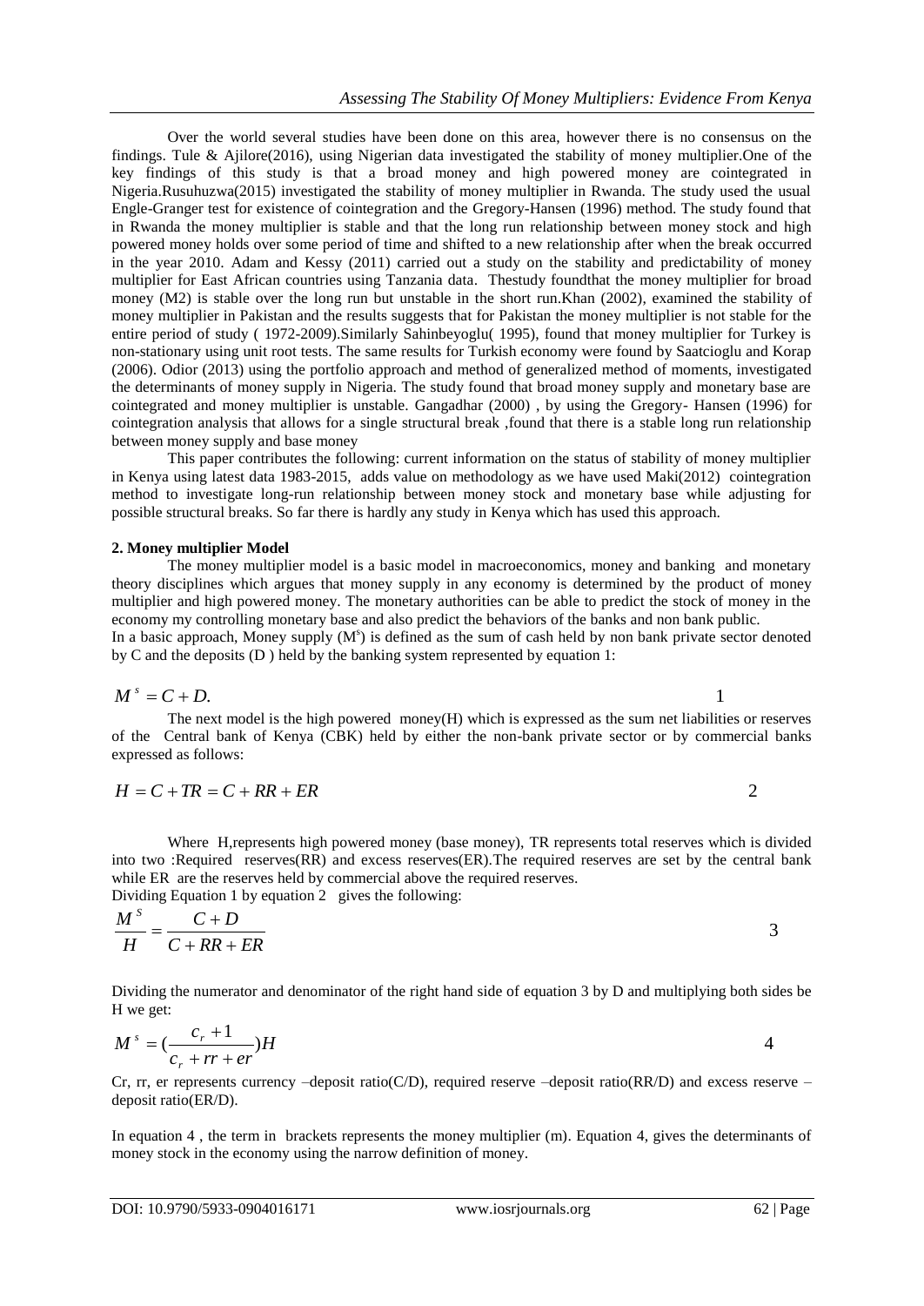Over the world several studies have been done on this area, however there is no consensus on the findings. Tule & Ajilore(2016), using Nigerian data investigated the stability of money multiplier.One of the key findings of this study is that a broad money and high powered money are cointegrated in Nigeria.Rusuhuzwa(2015) investigated the stability of money multiplier in Rwanda. The study used the usual Engle-Granger test for existence of cointegration and the Gregory-Hansen (1996) method. The study found that in Rwanda the money multiplier is stable and that the long run relationship between money stock and high powered money holds over some period of time and shifted to a new relationship after when the break occurred in the year 2010. Adam and Kessy (2011) carried out a study on the stability and predictability of money multiplier for East African countries using Tanzania data. Thestudy foundthat the money multiplier for broad money (M2) is stable over the long run but unstable in the short run.Khan (2002), examined the stability of money multiplier in Pakistan and the results suggests that for Pakistan the money multiplier is not stable for the entire period of study ( 1972-2009).Similarly Sahinbeyoglu( 1995), found that money multiplier for Turkey is non-stationary using unit root tests. The same results for Turkish economy were found by Saatcioglu and Korap (2006). Odior (2013) using the portfolio approach and method of generalized method of moments, investigated the determinants of money supply in Nigeria. The study found that broad money supply and monetary base are cointegrated and money multiplier is unstable. Gangadhar (2000) , by using the Gregory- Hansen (1996) for cointegration analysis that allows for a single structural break ,found that there is a stable long run relationship between money supply and base money

This paper contributes the following: current information on the status of stability of money multiplier in Kenya using latest data 1983-2015, adds value on methodology as we have used Maki(2012) cointegration method to investigate long-run relationship between money stock and monetary base while adjusting for possible structural breaks. So far there is hardly any study in Kenya which has used this approach.

## 2. Money multiplier Model

The money multiplier model is a basic model in macroeconomics, money and banking and monetary theory disciplines which argues that money supply in any economy is determined by the product of money multiplier and high powered money. The monetary authorities can be able to predict the stock of money in the economy my controlling monetary base and also predict the behaviors of the banks and non bank public.

In a basic approach, Money supply ($M^s$) is defined as the sum of cash held by non bank private sector denoted by C and the deposits (D ) held by the banking system represented by equation 1:

$$M^s = C + D. \qquad 1$$

The next model is the high powered money(H) which is expressed as the sum net liabilities or reserves of the Central bank of Kenya (CBK) held by either the non-bank private sector or by commercial banks expressed as follows:

$$H = C + TR = C + RR + ER \qquad 2$$

Where H,represents high powered money (base money), TR represents total reserves which is divided into two :Required reserves(RR) and excess reserves(ER).The required reserves are set by the central bank while ER are the reserves held by commercial above the required reserves.

Dividing Equation 1 by equation 2 gives the following:

$$\frac{M^S}{H} = \frac{C + D}{C + RR + ER} \qquad 3$$

Dividing the numerator and denominator of the right hand side of equation 3 by D and multiplying both sides be H we get:

$$M^s = \left(\frac{c_r + 1}{c_r + rr + er}\right)H \qquad 4$$

Cr, rr, er represents currency –deposit ratio(C/D), required reserve –deposit ratio(RR/D) and excess reserve – deposit ratio(ER/D).

In equation 4 , the term in brackets represents the money multiplier (m). Equation 4, gives the determinants of money stock in the economy using the narrow definition of money.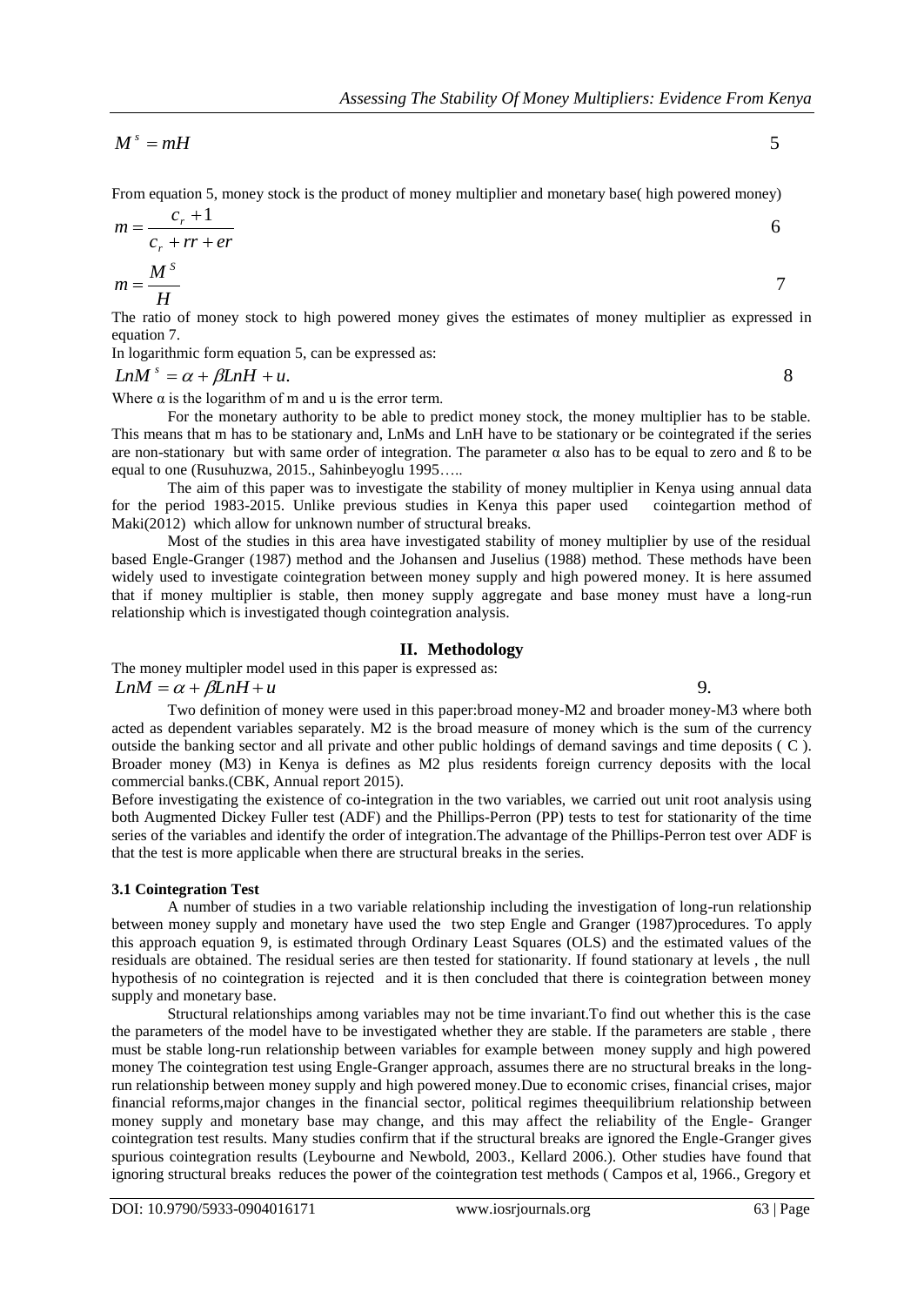$$M^s = mH \tag{5}$$

From equation 5, money stock is the product of money multiplier and monetary base( high powered money)

$$m = \frac{c_r + 1}{c_r + rr + er} \tag{6}$$

$$m = \frac{M^S}{H} \tag{7}$$

The ratio of money stock to high powered money gives the estimates of money multiplier as expressed in equation 7.

In logarithmic form equation 5, can be expressed as:

$$LnM^s = \alpha + \beta LnH + u. \tag{8}$$

Where α is the logarithm of m and u is the error term.

For the monetary authority to be able to predict money stock, the money multiplier has to be stable. This means that m has to be stationary and, LnMs and LnH have to be stationary or be cointegrated if the series are non-stationary but with same order of integration. The parameter α also has to be equal to zero and ß to be equal to one (Rusuhuzwa, 2015., Sahinbeyoglu 1995…..

The aim of this paper was to investigate the stability of money multiplier in Kenya using annual data for the period 1983-2015. Unlike previous studies in Kenya this paper used cointegartion method of Maki(2012) which allow for unknown number of structural breaks.

Most of the studies in this area have investigated stability of money multiplier by use of the residual based Engle-Granger (1987) method and the Johansen and Juselius (1988) method. These methods have been widely used to investigate cointegration between money supply and high powered money. It is here assumed that if money multiplier is stable, then money supply aggregate and base money must have a long-run relationship which is investigated though cointegration analysis.

## II. Methodology

The money multipler model used in this paper is expressed as:

$$LnM = \alpha + \beta LnH + u \tag{9.}$$

Two definition of money were used in this paper:broad money-M2 and broader money-M3 where both acted as dependent variables separately. M2 is the broad measure of money which is the sum of the currency outside the banking sector and all private and other public holdings of demand savings and time deposits ( C ). Broader money (M3) in Kenya is defines as M2 plus residents foreign currency deposits with the local commercial banks.(CBK, Annual report 2015).

Before investigating the existence of co-integration in the two variables, we carried out unit root analysis using both Augmented Dickey Fuller test (ADF) and the Phillips-Perron (PP) tests to test for stationarity of the time series of the variables and identify the order of integration.The advantage of the Phillips-Perron test over ADF is that the test is more applicable when there are structural breaks in the series.

### 3.1 Cointegration Test

A number of studies in a two variable relationship including the investigation of long-run relationship between money supply and monetary have used the two step Engle and Granger (1987)procedures. To apply this approach equation 9, is estimated through Ordinary Least Squares (OLS) and the estimated values of the residuals are obtained. The residual series are then tested for stationarity. If found stationary at levels , the null hypothesis of no cointegration is rejected and it is then concluded that there is cointegration between money supply and monetary base.

Structural relationships among variables may not be time invariant.To find out whether this is the case the parameters of the model have to be investigated whether they are stable. If the parameters are stable , there must be stable long-run relationship between variables for example between money supply and high powered money The cointegration test using Engle-Granger approach, assumes there are no structural breaks in the long-run relationship between money supply and high powered money.Due to economic crises, financial crises, major financial reforms,major changes in the financial sector, political regimes theequilibrium relationship between money supply and monetary base may change, and this may affect the reliability of the Engle- Granger cointegration test results. Many studies confirm that if the structural breaks are ignored the Engle-Granger gives spurious cointegration results (Leybourne and Newbold, 2003., Kellard 2006.). Other studies have found that ignoring structural breaks reduces the power of the cointegration test methods ( Campos et al, 1966., Gregory et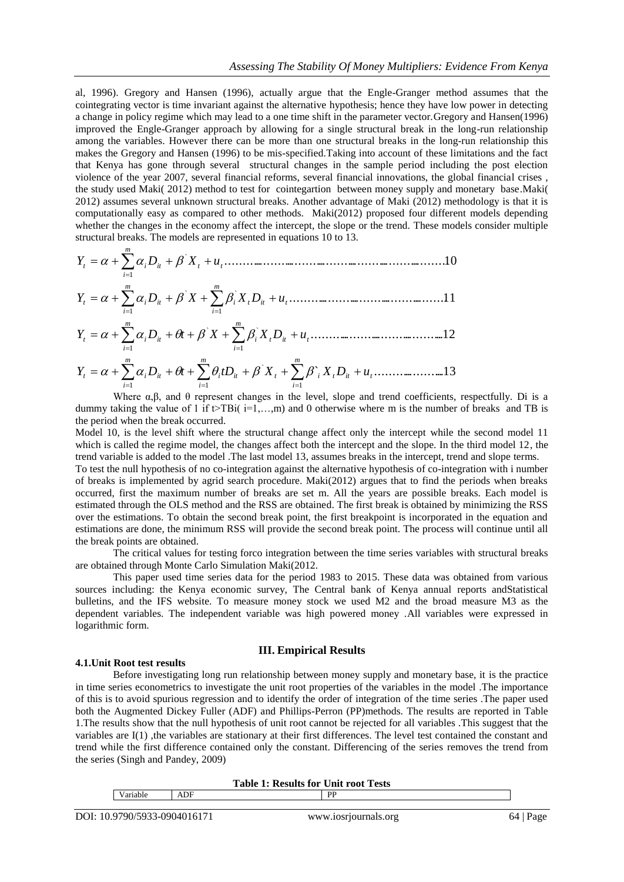al, 1996). Gregory and Hansen (1996), actually argue that the Engle-Granger method assumes that the cointegrating vector is time invariant against the alternative hypothesis; hence they have low power in detecting a change in policy regime which may lead to a one time shift in the parameter vector.Gregory and Hansen(1996) improved the Engle-Granger approach by allowing for a single structural break in the long-run relationship among the variables. However there can be more than one structural breaks in the long-run relationship this makes the Gregory and Hansen (1996) to be mis-specified.Taking into account of these limitations and the fact that Kenya has gone through several structural changes in the sample period including the post election violence of the year 2007, several financial reforms, several financial innovations, the global financial crises , the study used Maki( 2012) method to test for cointegartion between money supply and monetary base.Maki( 2012) assumes several unknown structural breaks. Another advantage of Maki (2012) methodology is that it is computationally easy as compared to other methods. Maki(2012) proposed four different models depending whether the changes in the economy affect the intercept, the slope or the trend. These models consider multiple structural breaks. The models are represented in equations 10 to 13.

$$Y_t = \alpha + \sum_{i=1}^{m} \alpha_i D_{it} + \beta^{`} X_t + u_t \qquad (10)$$

$$Y_t = \alpha + \sum_{i=1}^{m} \alpha_i D_{it} + \beta^{`} X + \sum_{i=1}^{m} \beta_i^{`} X_t D_{it} + u_t \qquad (11)$$

$$Y_t = \alpha + \sum_{i=1}^{m} \alpha_i D_{it} + \theta t + \beta^{`} X + \sum_{i=1}^{m} \beta_i^{`} X_t D_{it} + u_t \qquad (12)$$

$$Y_t = \alpha + \sum_{i=1}^{m} \alpha_i D_{it} + \theta t + \sum_{i=1}^{m} \theta_i t D_{it} + \beta^{`} X_t + \sum_{i=1}^{m} \beta^{`}_i X_t D_{it} + u_t \qquad (13)$$

Where α,β, and θ represent changes in the level, slope and trend coefficients, respectfully. Di is a dummy taking the value of 1 if t>TBi( i=1,…,m) and 0 otherwise where m is the number of breaks and TB is the period when the break occurred.

Model 10, is the level shift where the structural change affect only the intercept while the second model 11 which is called the regime model, the changes affect both the intercept and the slope. In the third model 12, the trend variable is added to the model .The last model 13, assumes breaks in the intercept, trend and slope terms.

To test the null hypothesis of no co-integration against the alternative hypothesis of co-integration with i number of breaks is implemented by agrid search procedure. Maki(2012) argues that to find the periods when breaks occurred, first the maximum number of breaks are set m. All the years are possible breaks. Each model is estimated through the OLS method and the RSS are obtained. The first break is obtained by minimizing the RSS over the estimations. To obtain the second break point, the first breakpoint is incorporated in the equation and estimations are done, the minimum RSS will provide the second break point. The process will continue until all the break points are obtained.

The critical values for testing forco integration between the time series variables with structural breaks are obtained through Monte Carlo Simulation Maki(2012.

This paper used time series data for the period 1983 to 2015. These data was obtained from various sources including: the Kenya economic survey, The Central bank of Kenya annual reports andStatistical bulletins, and the IFS website. To measure money stock we used M2 and the broad measure M3 as the dependent variables. The independent variable was high powered money .All variables were expressed in logarithmic form.

## III. Empirical Results

### 4.1.Unit Root test results

Before investigating long run relationship between money supply and monetary base, it is the practice in time series econometrics to investigate the unit root properties of the variables in the model .The importance of this is to avoid spurious regression and to identify the order of integration of the time series .The paper used both the Augmented Dickey Fuller (ADF) and Phillips-Perron (PP)methods. The results are reported in Table 1.The results show that the null hypothesis of unit root cannot be rejected for all variables .This suggest that the variables are I(1) ,the variables are stationary at their first differences. The level test contained the constant and trend while the first difference contained only the constant. Differencing of the series removes the trend from the series (Singh and Pandey, 2009)

**Table 1: Results for Unit root Tests**

| Variable | ADF | PP |
|---|---|---|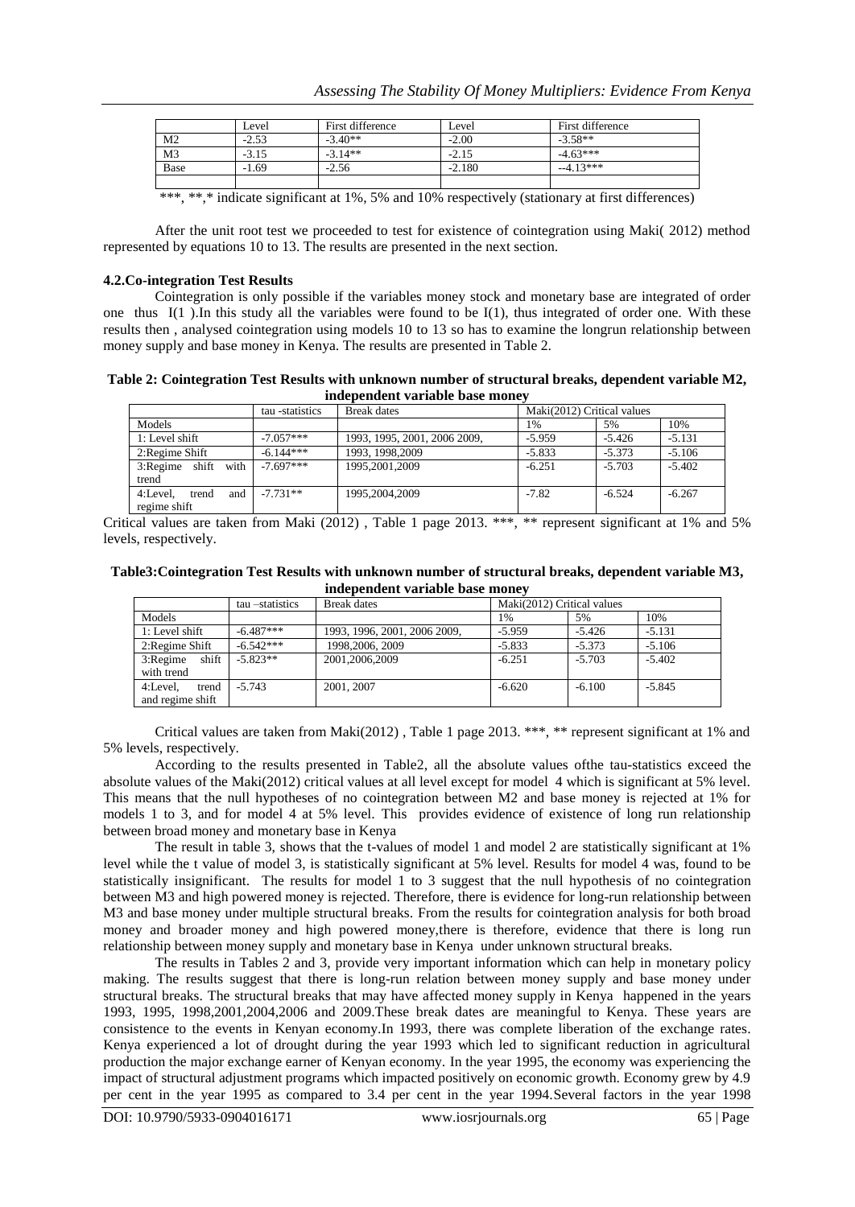| | Level | First difference | Level | First difference |
|---|---|---|---|---|
| M2 | -2.53 | -3.40** | -2.00 | -3.58** |
| M3 | -3.15 | -3.14** | -2.15 | -4.63*** |
| Base | -1.69 | -2.56 | -2.180 | --4.13*** |
| | | | | |

***, **,* indicate significant at 1%, 5% and 10% respectively (stationary at first differences)

After the unit root test we proceeded to test for existence of cointegration using Maki( 2012) method represented by equations 10 to 13. The results are presented in the next section.

### 4.2.Co-integration Test Results

Cointegration is only possible if the variables money stock and monetary base are integrated of order one thus I(1 ).In this study all the variables were found to be I(1), thus integrated of order one. With these results then , analysed cointegration using models 10 to 13 so has to examine the longrun relationship between money supply and base money in Kenya. The results are presented in Table 2.

**Table 2: Cointegration Test Results with unknown number of structural breaks, dependent variable M2, independent variable base money**

| | tau -statistics | Break dates | Maki(2012) Critical values | | |
|---|---|---|---|---|---|
| Models | | | 1% | 5% | 10% |
| 1: Level shift | -7.057*** | 1993, 1995, 2001, 2006 2009, | -5.959 | -5.426 | -5.131 |
| 2:Regime Shift | -6.144*** | 1993, 1998,2009 | -5.833 | -5.373 | -5.106 |
| 3:Regime shift with trend | -7.697*** | 1995,2001,2009 | -6.251 | -5.703 | -5.402 |
| 4:Level, trend and regime shift | -7.731** | 1995,2004,2009 | -7.82 | -6.524 | -6.267 |

Critical values are taken from Maki (2012) , Table 1 page 2013. ***, ** represent significant at 1% and 5% levels, respectively.

**Table3:Cointegration Test Results with unknown number of structural breaks, dependent variable M3, independent variable base money**

| | tau –statistics | Break dates | Maki(2012) Critical values | | |
|---|---|---|---|---|---|
| Models | | | 1% | 5% | 10% |
| 1: Level shift | -6.487*** | 1993, 1996, 2001, 2006 2009, | -5.959 | -5.426 | -5.131 |
| 2:Regime Shift | -6.542*** | 1998,2006, 2009 | -5.833 | -5.373 | -5.106 |
| 3:Regime shift with trend | -5.823** | 2001,2006,2009 | -6.251 | -5.703 | -5.402 |
| 4:Level, trend and regime shift | -5.743 | 2001, 2007 | -6.620 | -6.100 | -5.845 |

Critical values are taken from Maki(2012) , Table 1 page 2013. ***, ** represent significant at 1% and 5% levels, respectively.

According to the results presented in Table2, all the absolute values ofthe tau-statistics exceed the absolute values of the Maki(2012) critical values at all level except for model 4 which is significant at 5% level. This means that the null hypotheses of no cointegration between M2 and base money is rejected at 1% for models 1 to 3, and for model 4 at 5% level. This provides evidence of existence of long run relationship between broad money and monetary base in Kenya

The result in table 3, shows that the t-values of model 1 and model 2 are statistically significant at 1% level while the t value of model 3, is statistically significant at 5% level. Results for model 4 was, found to be statistically insignificant. The results for model 1 to 3 suggest that the null hypothesis of no cointegration between M3 and high powered money is rejected. Therefore, there is evidence for long-run relationship between M3 and base money under multiple structural breaks. From the results for cointegration analysis for both broad money and broader money and high powered money,there is therefore, evidence that there is long run relationship between money supply and monetary base in Kenya under unknown structural breaks.

The results in Tables 2 and 3, provide very important information which can help in monetary policy making. The results suggest that there is long-run relation between money supply and base money under structural breaks. The structural breaks that may have affected money supply in Kenya happened in the years 1993, 1995, 1998,2001,2004,2006 and 2009.These break dates are meaningful to Kenya. These years are consistence to the events in Kenyan economy.In 1993, there was complete liberation of the exchange rates. Kenya experienced a lot of drought during the year 1993 which led to significant reduction in agricultural production the major exchange earner of Kenyan economy. In the year 1995, the economy was experiencing the impact of structural adjustment programs which impacted positively on economic growth. Economy grew by 4.9 per cent in the year 1995 as compared to 3.4 per cent in the year 1994.Several factors in the year 1998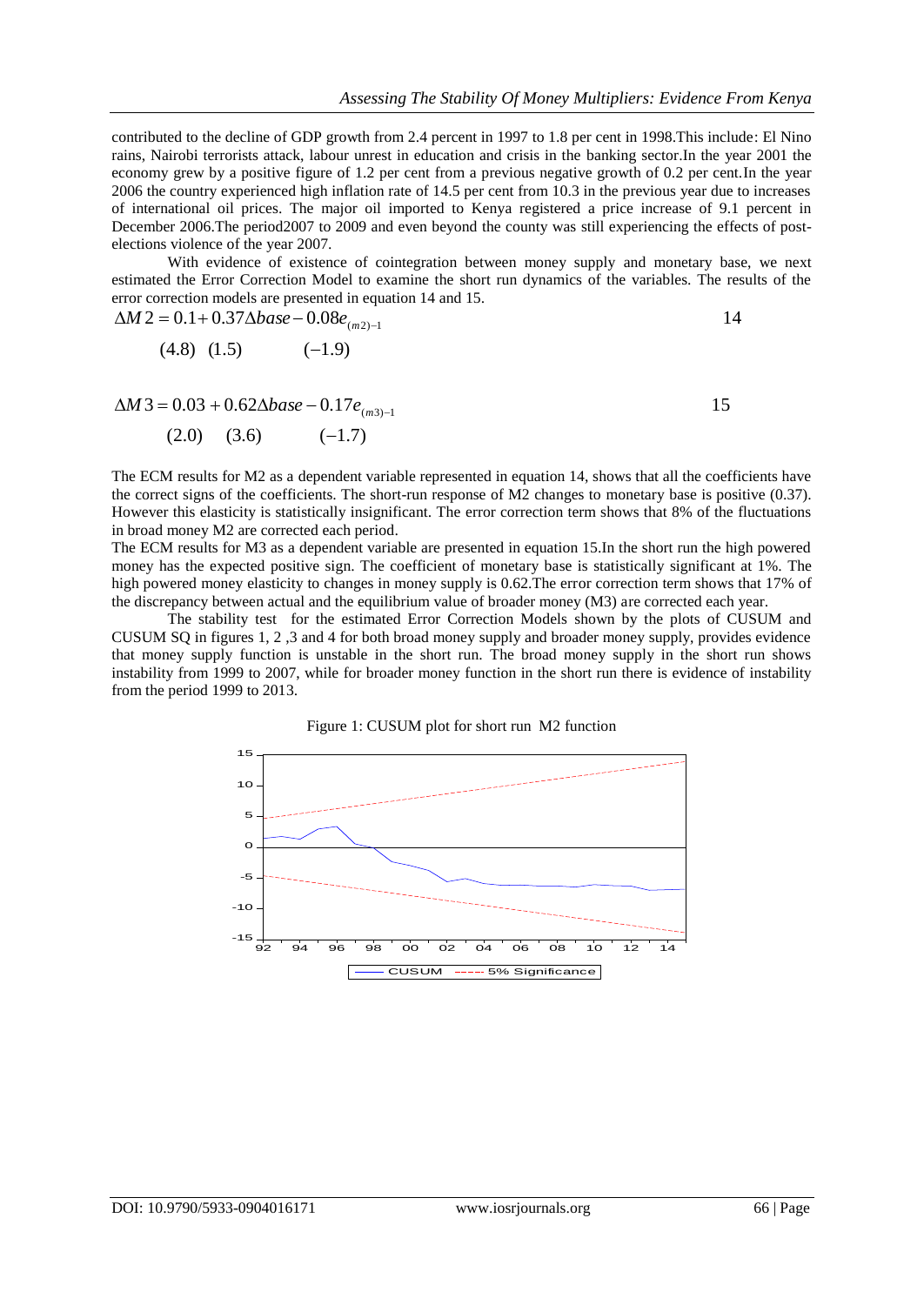contributed to the decline of GDP growth from 2.4 percent in 1997 to 1.8 per cent in 1998.This include: El Nino rains, Nairobi terrorists attack, labour unrest in education and crisis in the banking sector.In the year 2001 the economy grew by a positive figure of 1.2 per cent from a previous negative growth of 0.2 per cent.In the year 2006 the country experienced high inflation rate of 14.5 per cent from 10.3 in the previous year due to increases of international oil prices. The major oil imported to Kenya registered a price increase of 9.1 percent in December 2006.The period2007 to 2009 and even beyond the county was still experiencing the effects of post-elections violence of the year 2007.

With evidence of existence of cointegration between money supply and monetary base, we next estimated the Error Correction Model to examine the short run dynamics of the variables. The results of the error correction models are presented in equation 14 and 15.

$$\Delta M2 = 0.1 + 0.37\Delta base - 0.08e_{(m2)-1} \qquad 14$$

$$(4.8) \quad (1.5) \qquad (-1.9)$$

$$\Delta M3 = 0.03 + 0.62\Delta base - 0.17e_{(m3)-1} \qquad 15$$

$$(2.0) \quad (3.6) \qquad (-1.7)$$

The ECM results for M2 as a dependent variable represented in equation 14, shows that all the coefficients have the correct signs of the coefficients. The short-run response of M2 changes to monetary base is positive (0.37). However this elasticity is statistically insignificant. The error correction term shows that 8% of the fluctuations in broad money M2 are corrected each period.

The ECM results for M3 as a dependent variable are presented in equation 15.In the short run the high powered money has the expected positive sign. The coefficient of monetary base is statistically significant at 1%. The high powered money elasticity to changes in money supply is 0.62.The error correction term shows that 17% of the discrepancy between actual and the equilibrium value of broader money (M3) are corrected each year.

The stability test for the estimated Error Correction Models shown by the plots of CUSUM and CUSUM SQ in figures 1, 2 ,3 and 4 for both broad money supply and broader money supply, provides evidence that money supply function is unstable in the short run. The broad money supply in the short run shows instability from 1999 to 2007, while for broader money function in the short run there is evidence of instability from the period 1999 to 2013.

Figure 1: CUSUM plot for short run M2 function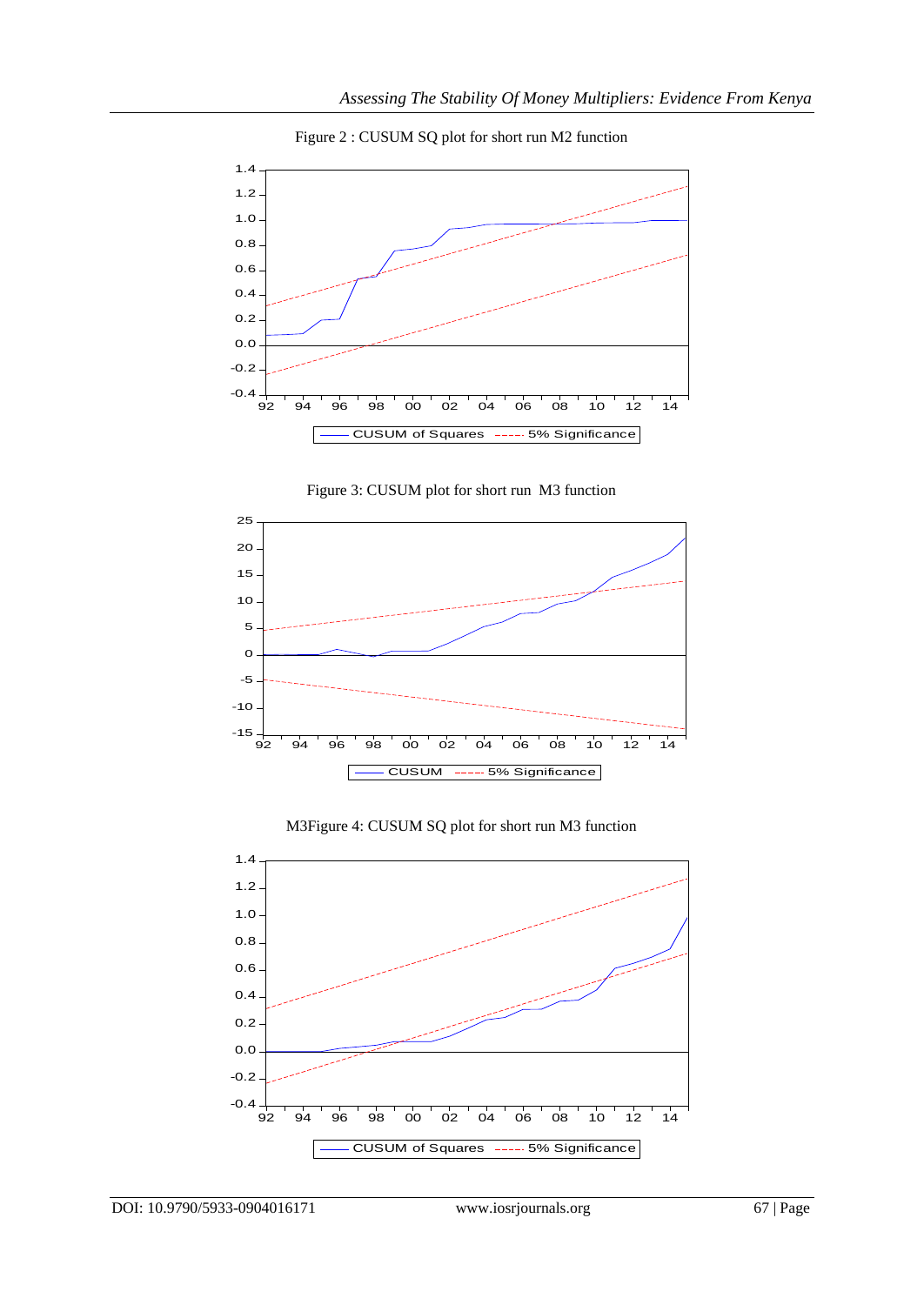Figure 2 : CUSUM SQ plot for short run M2 function

Figure 3: CUSUM plot for short run M3 function

M3Figure 4: CUSUM SQ plot for short run M3 function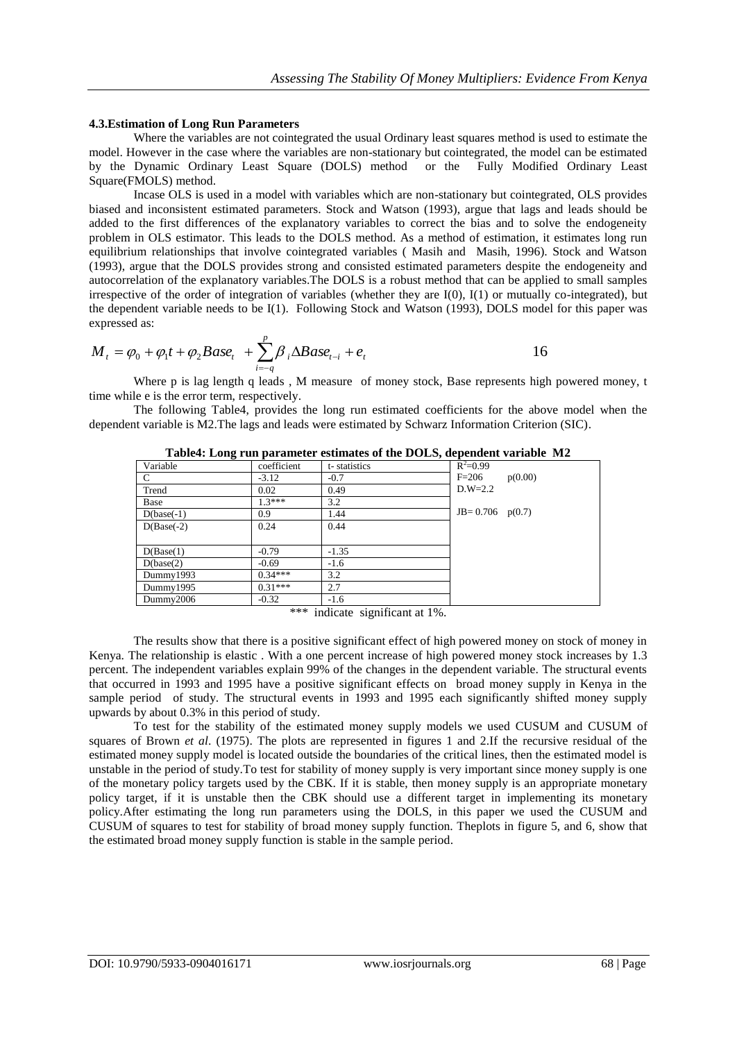### 4.3.Estimation of Long Run Parameters

Where the variables are not cointegrated the usual Ordinary least squares method is used to estimate the model. However in the case where the variables are non-stationary but cointegrated, the model can be estimated by the Dynamic Ordinary Least Square (DOLS) method or the Fully Modified Ordinary Least Square(FMOLS) method.

Incase OLS is used in a model with variables which are non-stationary but cointegrated, OLS provides biased and inconsistent estimated parameters. Stock and Watson (1993), argue that lags and leads should be added to the first differences of the explanatory variables to correct the bias and to solve the endogeneity problem in OLS estimator. This leads to the DOLS method. As a method of estimation, it estimates long run equilibrium relationships that involve cointegrated variables ( Masih and Masih, 1996). Stock and Watson (1993), argue that the DOLS provides strong and consisted estimated parameters despite the endogeneity and autocorrelation of the explanatory variables.The DOLS is a robust method that can be applied to small samples irrespective of the order of integration of variables (whether they are I(0), I(1) or mutually co-integrated), but the dependent variable needs to be I(1). Following Stock and Watson (1993), DOLS model for this paper was expressed as:

$$M_t = \varphi_0 + \varphi_1 t + \varphi_2 Base_t + \sum_{i=-q}^{p} \beta_i \Delta Base_{t-i} + e_t \qquad 16$$

Where p is lag length q leads , M measure of money stock, Base represents high powered money, t time while e is the error term, respectively.

The following Table4, provides the long run estimated coefficients for the above model when the dependent variable is M2.The lags and leads were estimated by Schwarz Information Criterion (SIC).

**Table4: Long run parameter estimates of the DOLS, dependent variable M2**

| Variable | coefficient | t- statistics | |
|---|---|---|---|
| C | -3.12 | -0.7 | $R^2$=0.99 |
| Trend | 0.02 | 0.49 | F=206 p(0.00) |
| Base | 1.3*** | 3.2 | D.W=2.2 |
| D(base(-1) | 0.9 | 1.44 | JB= 0.706 p(0.7) |
| D(Base(-2) | 0.24 | 0.44 | |
| D(Base(1) | -0.79 | -1.35 | |
| D(base(2) | -0.69 | -1.6 | |
| Dummy1993 | 0.34*** | 3.2 | |
| Dummy1995 | 0.31*** | 2.7 | |
| Dummy2006 | -0.32 | -1.6 | |

*** indicate significant at 1%.

The results show that there is a positive significant effect of high powered money on stock of money in Kenya. The relationship is elastic . With a one percent increase of high powered money stock increases by 1.3 percent. The independent variables explain 99% of the changes in the dependent variable. The structural events that occurred in 1993 and 1995 have a positive significant effects on broad money supply in Kenya in the sample period of study. The structural events in 1993 and 1995 each significantly shifted money supply upwards by about 0.3% in this period of study.

To test for the stability of the estimated money supply models we used CUSUM and CUSUM of squares of Brown *et al*. (1975). The plots are represented in figures 1 and 2.If the recursive residual of the estimated money supply model is located outside the boundaries of the critical lines, then the estimated model is unstable in the period of study.To test for stability of money supply is very important since money supply is one of the monetary policy targets used by the CBK. If it is stable, then money supply is an appropriate monetary policy target, if it is unstable then the CBK should use a different target in implementing its monetary policy.After estimating the long run parameters using the DOLS, in this paper we used the CUSUM and CUSUM of squares to test for stability of broad money supply function. Theplots in figure 5, and 6, show that the estimated broad money supply function is stable in the sample period.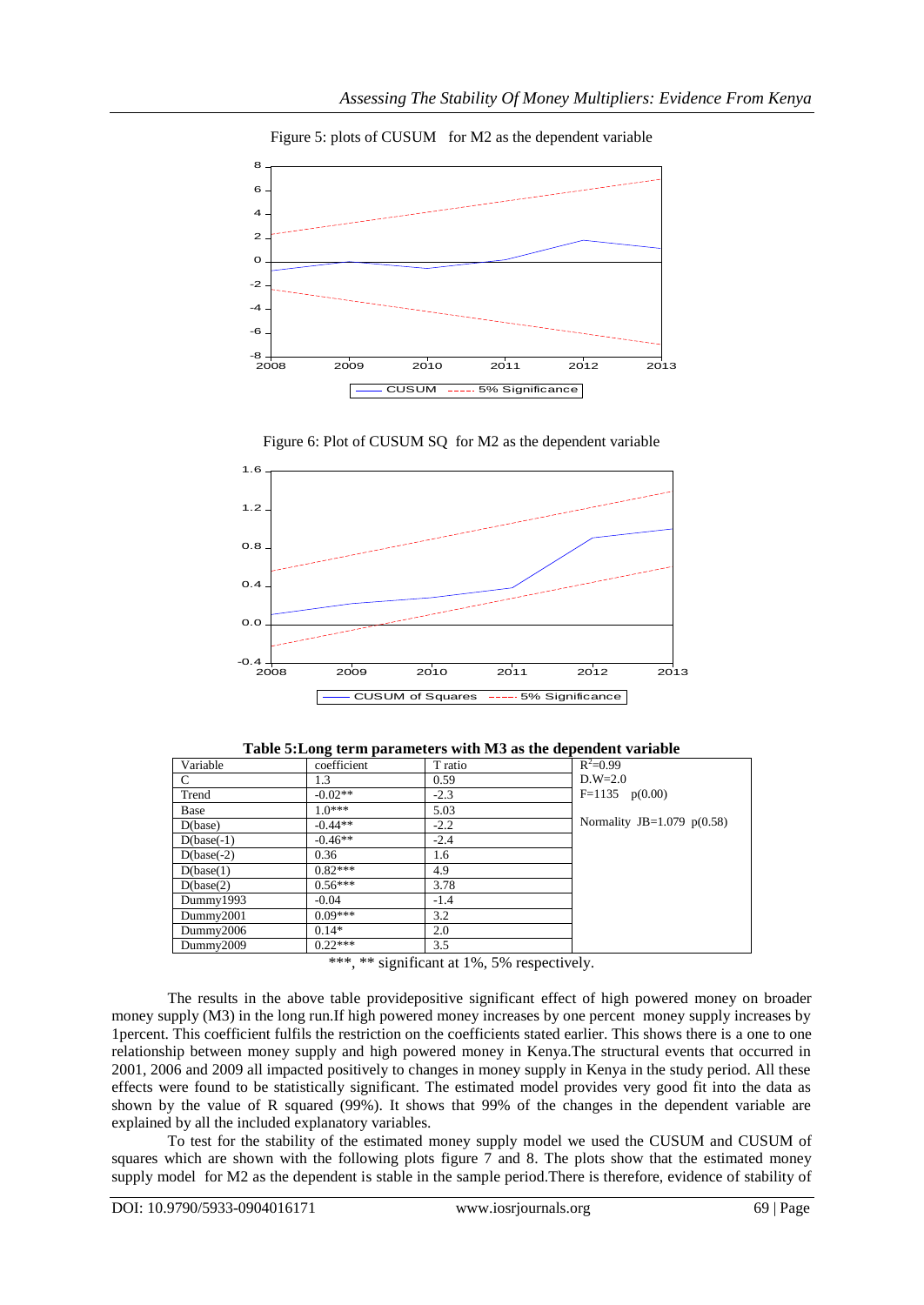Figure 5: plots of CUSUM for M2 as the dependent variable

Figure 6: Plot of CUSUM SQ for M2 as the dependent variable

**Table 5:Long term parameters with M3 as the dependent variable**

| Variable | coefficient | T ratio | |
|---|---|---|---|
| C | 1.3 | 0.59 | $R^2$=0.99 |
| Trend | -0.02** | -2.3 | D.W=2.0 |
| Base | 1.0*** | 5.03 | F=1135 p(0.00) |
| D(base) | -0.44** | -2.2 | Normality JB=1.079 p(0.58) |
| D(base(-1) | -0.46** | -2.4 | |
| D(base(-2) | 0.36 | 1.6 | |
| D(base(1) | 0.82*** | 4.9 | |
| D(base(2) | 0.56*** | 3.78 | |
| Dummy1993 | -0.04 | -1.4 | |
| Dummy2001 | 0.09*** | 3.2 | |
| Dummy2006 | 0.14* | 2.0 | |
| Dummy2009 | 0.22*** | 3.5 | |

***, ** significant at 1%, 5% respectively.

The results in the above table providepositive significant effect of high powered money on broader money supply (M3) in the long run.If high powered money increases by one percent money supply increases by 1percent. This coefficient fulfils the restriction on the coefficients stated earlier. This shows there is a one to one relationship between money supply and high powered money in Kenya.The structural events that occurred in 2001, 2006 and 2009 all impacted positively to changes in money supply in Kenya in the study period. All these effects were found to be statistically significant. The estimated model provides very good fit into the data as shown by the value of R squared (99%). It shows that 99% of the changes in the dependent variable are explained by all the included explanatory variables.

To test for the stability of the estimated money supply model we used the CUSUM and CUSUM of squares which are shown with the following plots figure 7 and 8. The plots show that the estimated money supply model for M2 as the dependent is stable in the sample period.There is therefore, evidence of stability of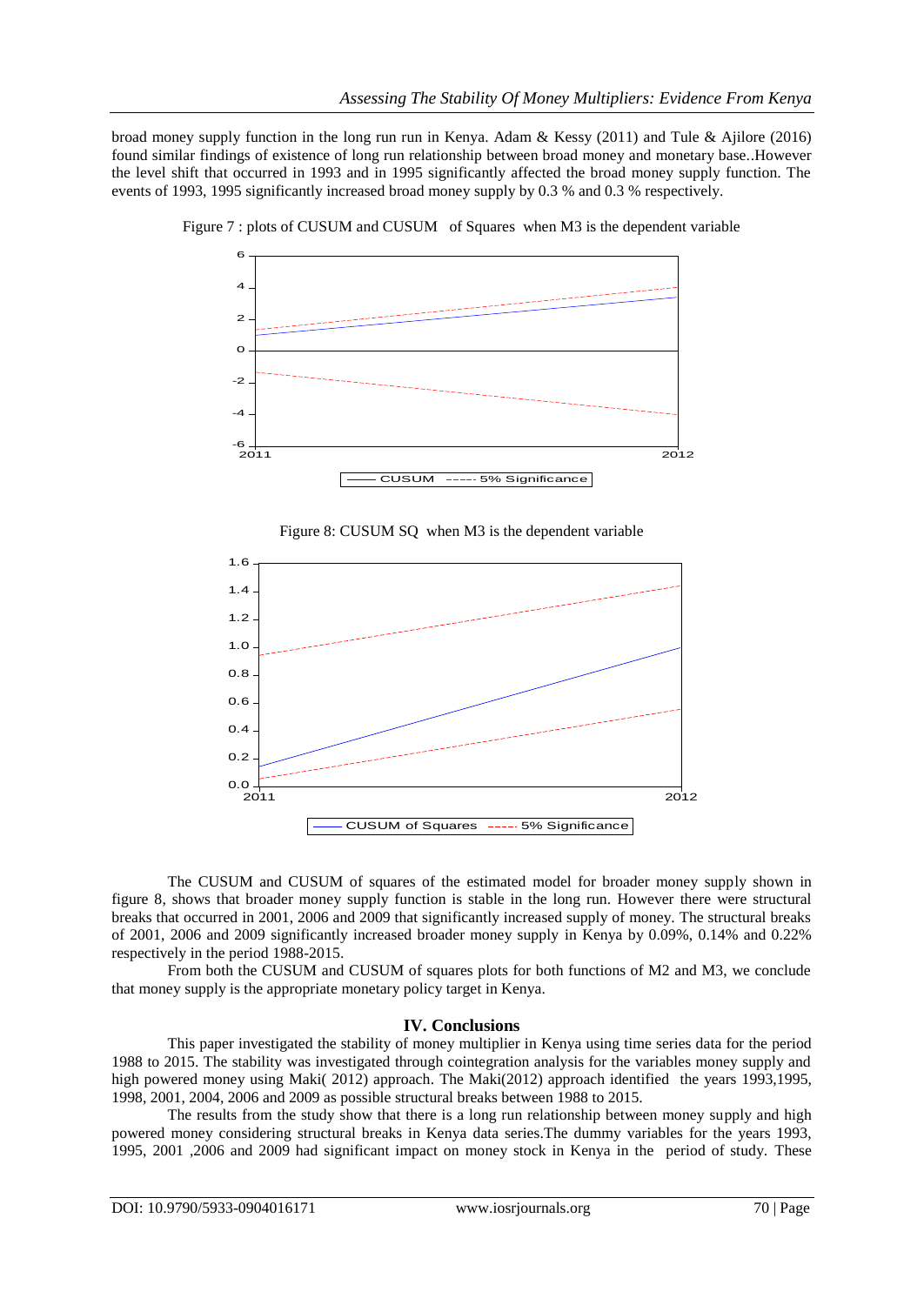broad money supply function in the long run run in Kenya. Adam & Kessy (2011) and Tule & Ajilore (2016) found similar findings of existence of long run relationship between broad money and monetary base..However the level shift that occurred in 1993 and in 1995 significantly affected the broad money supply function. The events of 1993, 1995 significantly increased broad money supply by 0.3 % and 0.3 % respectively.

Figure 7 : plots of CUSUM and CUSUM of Squares when M3 is the dependent variable

Figure 8: CUSUM SQ when M3 is the dependent variable

The CUSUM and CUSUM of squares of the estimated model for broader money supply shown in figure 8, shows that broader money supply function is stable in the long run. However there were structural breaks that occurred in 2001, 2006 and 2009 that significantly increased supply of money. The structural breaks of 2001, 2006 and 2009 significantly increased broader money supply in Kenya by 0.09%, 0.14% and 0.22% respectively in the period 1988-2015.

From both the CUSUM and CUSUM of squares plots for both functions of M2 and M3, we conclude that money supply is the appropriate monetary policy target in Kenya.

## IV. Conclusions

This paper investigated the stability of money multiplier in Kenya using time series data for the period 1988 to 2015. The stability was investigated through cointegration analysis for the variables money supply and high powered money using Maki( 2012) approach. The Maki(2012) approach identified the years 1993,1995, 1998, 2001, 2004, 2006 and 2009 as possible structural breaks between 1988 to 2015.

The results from the study show that there is a long run relationship between money supply and high powered money considering structural breaks in Kenya data series.The dummy variables for the years 1993, 1995, 2001 ,2006 and 2009 had significant impact on money stock in Kenya in the period of study. These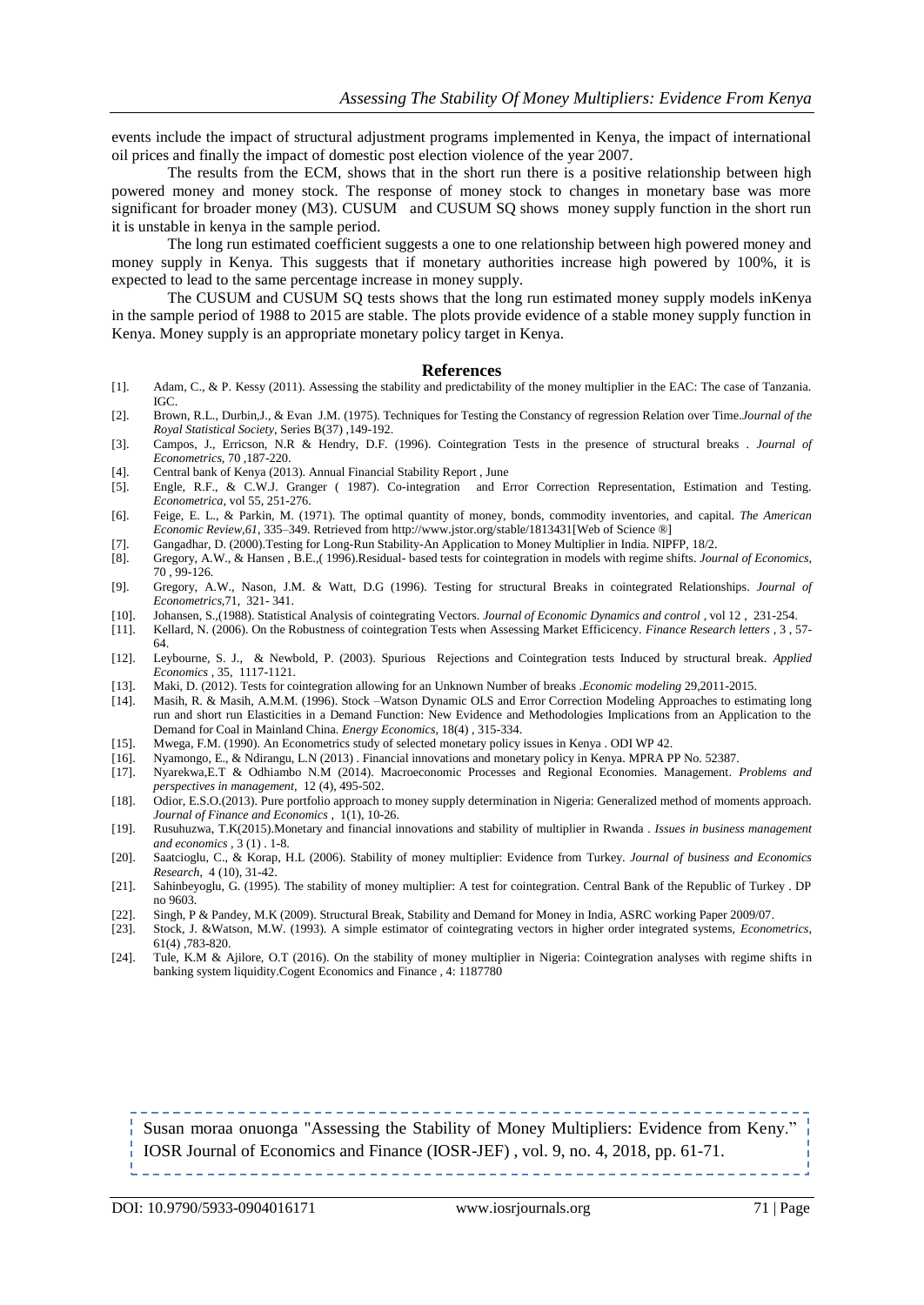events include the impact of structural adjustment programs implemented in Kenya, the impact of international oil prices and finally the impact of domestic post election violence of the year 2007.

The results from the ECM, shows that in the short run there is a positive relationship between high powered money and money stock. The response of money stock to changes in monetary base was more significant for broader money (M3). CUSUM and CUSUM SQ shows money supply function in the short run it is unstable in kenya in the sample period.

The long run estimated coefficient suggests a one to one relationship between high powered money and money supply in Kenya. This suggests that if monetary authorities increase high powered by 100%, it is expected to lead to the same percentage increase in money supply.

The CUSUM and CUSUM SQ tests shows that the long run estimated money supply models inKenya in the sample period of 1988 to 2015 are stable. The plots provide evidence of a stable money supply function in Kenya. Money supply is an appropriate monetary policy target in Kenya.

## References

[1]. Adam, C., & P. Kessy (2011). Assessing the stability and predictability of the money multiplier in the EAC: The case of Tanzania. IGC.

[2]. Brown, R.L., Durbin,J., & Evan J.M. (1975). Techniques for Testing the Constancy of regression Relation over Time.*Journal of the Royal Statistical Society*, Series B(37) ,149-192.

[3]. Campos, J., Erricson, N.R & Hendry, D.F. (1996). Cointegration Tests in the presence of structural breaks . *Journal of Econometrics*, 70 ,187-220.

[4]. Central bank of Kenya (2013). Annual Financial Stability Report , June

[5]. Engle, R.F., & C.W.J. Granger ( 1987). Co-integration and Error Correction Representation, Estimation and Testing. *Econometrica*, vol 55, 251-276.

[6]. Feige, E. L., & Parkin, M. (1971). The optimal quantity of money, bonds, commodity inventories, and capital. *The American Economic Review,61*, 335–349. Retrieved from http://www.jstor.org/stable/1813431[Web of Science ®]

[7]. Gangadhar, D. (2000).Testing for Long-Run Stability-An Application to Money Multiplier in India. NIPFP, 18/2.

[8]. Gregory, A.W., & Hansen , B.E.,( 1996).Residual- based tests for cointegration in models with regime shifts. *Journal of Economics*, 70 , 99-126.

[9]. Gregory, A.W., Nason, J.M. & Watt, D.G (1996). Testing for structural Breaks in cointegrated Relationships. *Journal of Econometrics*,71, 321- 341.

[10]. Johansen, S.,(1988). Statistical Analysis of cointegrating Vectors. *Journal of Economic Dynamics and control* , vol 12 , 231-254.

[11]. Kellard, N. (2006). On the Robustness of cointegration Tests when Assessing Market Efficicency. *Finance Research letters* , 3 , 57-64.

[12]. Leybourne, S. J., & Newbold, P. (2003). Spurious Rejections and Cointegration tests Induced by structural break. *Applied Economics* , 35, 1117-1121.

[13]. Maki, D. (2012). Tests for cointegration allowing for an Unknown Number of breaks .*Economic modeling* 29,2011-2015.

[14]. Masih, R. & Masih, A.M.M. (1996). Stock –Watson Dynamic OLS and Error Correction Modeling Approaches to estimating long run and short run Elasticities in a Demand Function: New Evidence and Methodologies Implications from an Application to the Demand for Coal in Mainland China. *Energy Economics*, 18(4) , 315-334.

[15]. Mwega, F.M. (1990). An Econometrics study of selected monetary policy issues in Kenya . ODI WP 42.

[16]. Nyamongo, E., & Ndirangu, L.N (2013) . Financial innovations and monetary policy in Kenya. MPRA PP No. 52387.

[17]. Nyarekwa,E.T & Odhiambo N.M (2014). Macroeconomic Processes and Regional Economies. Management. *Problems and perspectives in management*, 12 (4), 495-502.

[18]. Odior, E.S.O.(2013). Pure portfolio approach to money supply determination in Nigeria: Generalized method of moments approach. *Journal of Finance and Economics* , 1(1), 10-26.

[19]. Rusuhuzwa, T.K(2015).Monetary and financial innovations and stability of multiplier in Rwanda . *Issues in business management and economics* , 3 (1) . 1-8.

[20]. Saatcioglu, C., & Korap, H.L (2006). Stability of money multiplier: Evidence from Turkey. *Journal of business and Economics Research*, 4 (10), 31-42.

[21]. Sahinbeyoglu, G. (1995). The stability of money multiplier: A test for cointegration. Central Bank of the Republic of Turkey . DP no 9603.

[22]. Singh, P & Pandey, M.K (2009). Structural Break, Stability and Demand for Money in India, ASRC working Paper 2009/07.

[23]. Stock, J. &Watson, M.W. (1993). A simple estimator of cointegrating vectors in higher order integrated systems, *Econometrics*, 61(4) ,783-820.

[24]. Tule, K.M & Ajilore, O.T (2016). On the stability of money multiplier in Nigeria: Cointegration analyses with regime shifts in banking system liquidity.Cogent Economics and Finance , 4: 1187780

Susan moraa onuonga "Assessing the Stability of Money Multipliers: Evidence from Keny." IOSR Journal of Economics and Finance (IOSR-JEF) , vol. 9, no. 4, 2018, pp. 61-71.